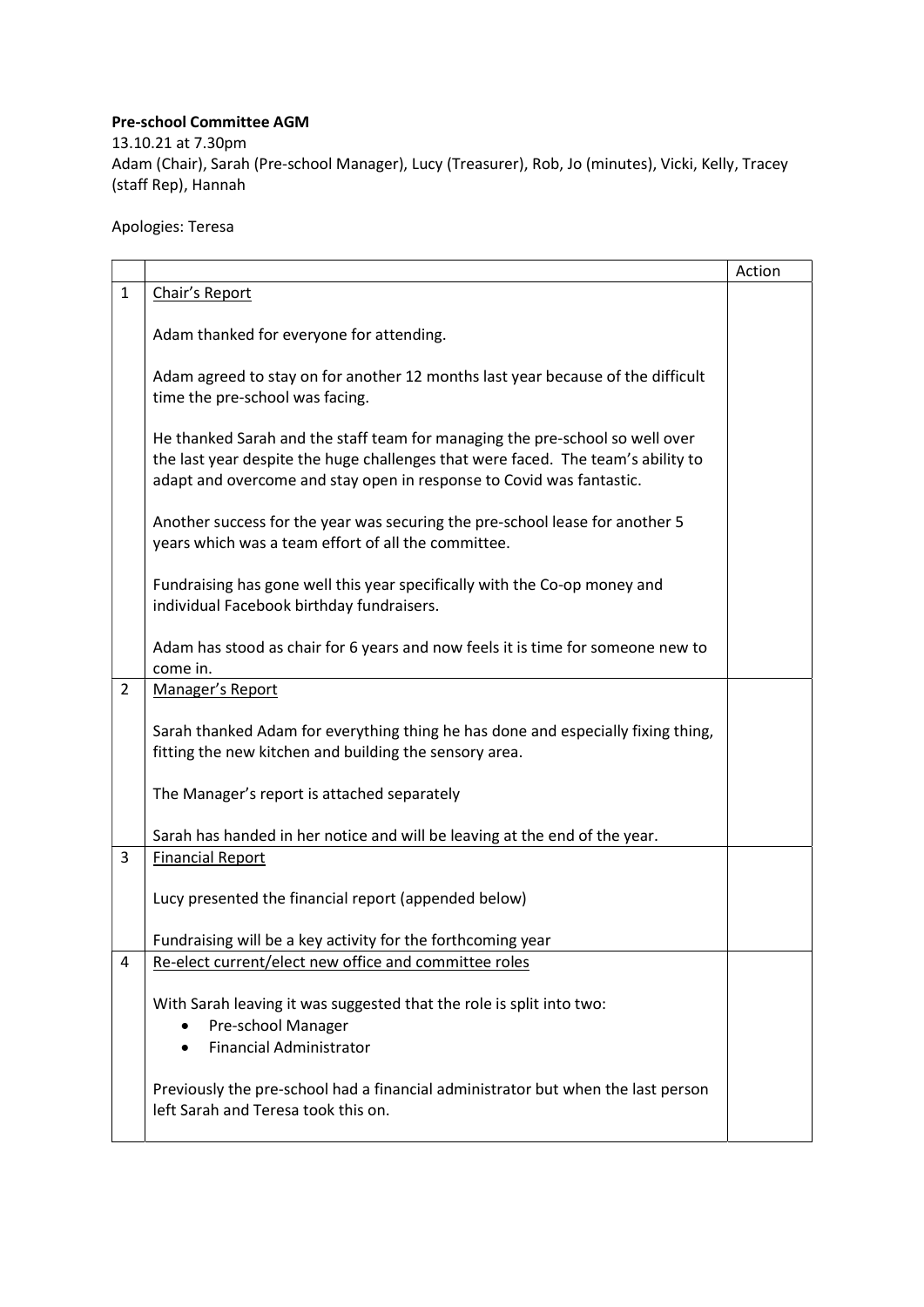**Pre-school Committee AGM**

13.10.21 at 7.30pm

Adam (Chair), Sarah (Pre-school Manager), Lucy (Treasurer), Rob, Jo (minutes), Vicki, Kelly, Tracey (staff Rep), Hannah

Apologies: Teresa

| | | Action |
|---|---|---|
| 1 | <u>Chair's Report</u><br><br>Adam thanked for everyone for attending.<br><br>Adam agreed to stay on for another 12 months last year because of the difficult time the pre-school was facing.<br><br>He thanked Sarah and the staff team for managing the pre-school so well over the last year despite the huge challenges that were faced. The team's ability to adapt and overcome and stay open in response to Covid was fantastic.<br><br>Another success for the year was securing the pre-school lease for another 5 years which was a team effort of all the committee.<br><br>Fundraising has gone well this year specifically with the Co-op money and individual Facebook birthday fundraisers.<br><br>Adam has stood as chair for 6 years and now feels it is time for someone new to come in. | |
| 2 | <u>Manager's Report</u><br><br>Sarah thanked Adam for everything thing he has done and especially fixing thing, fitting the new kitchen and building the sensory area.<br><br>The Manager's report is attached separately<br><br>Sarah has handed in her notice and will be leaving at the end of the year. | |
| 3 | <u>Financial Report</u><br><br>Lucy presented the financial report (appended below)<br><br>Fundraising will be a key activity for the forthcoming year | |
| 4 | <u>Re-elect current/elect new office and committee roles</u><br><br>With Sarah leaving it was suggested that the role is split into two:<br>• Pre-school Manager<br>• Financial Administrator<br><br>Previously the pre-school had a financial administrator but when the last person left Sarah and Teresa took this on. | |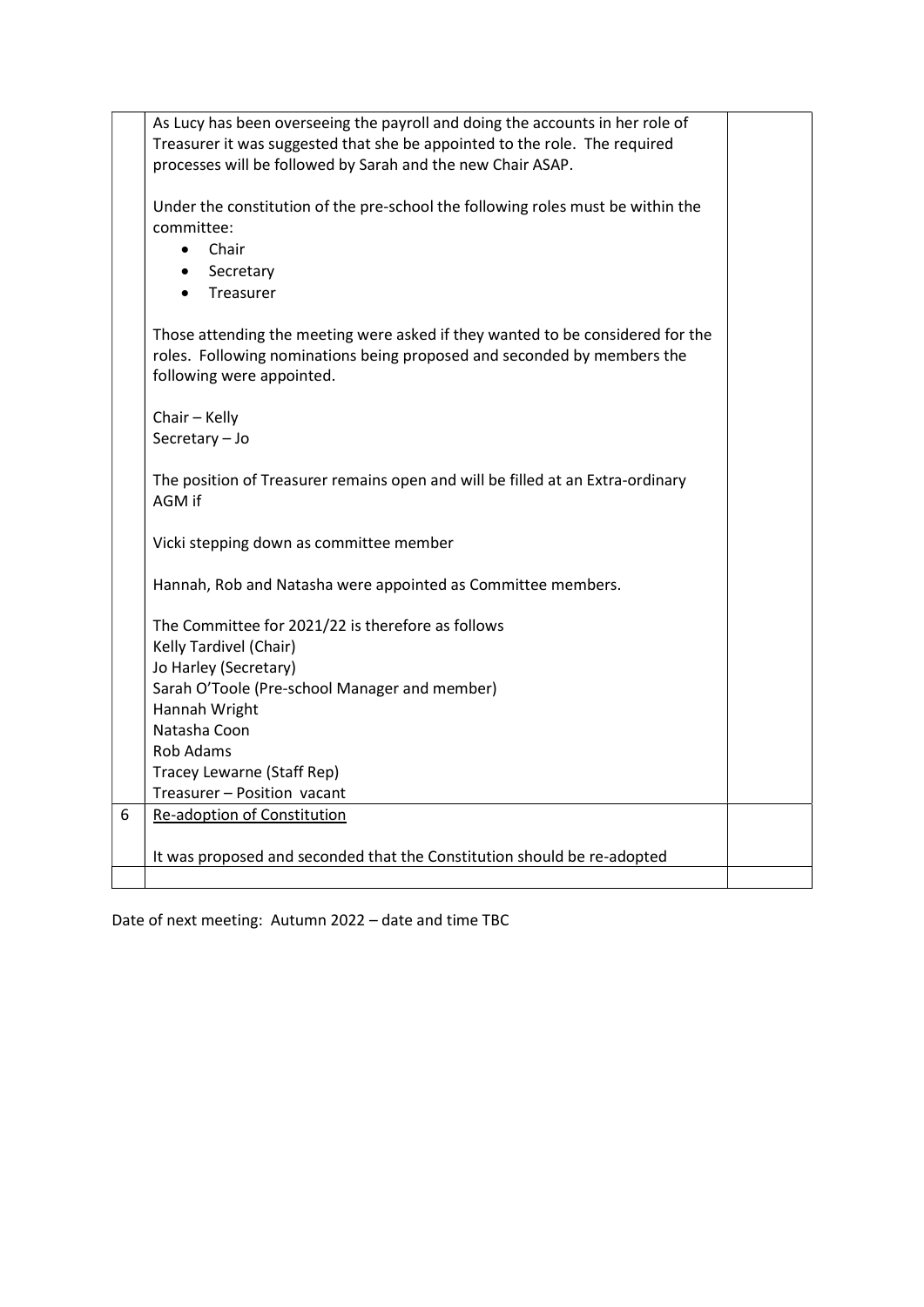| | | |
|---|---|---|
| | As Lucy has been overseeing the payroll and doing the accounts in her role of Treasurer it was suggested that she be appointed to the role. The required processes will be followed by Sarah and the new Chair ASAP.<br><br>Under the constitution of the pre-school the following roles must be within the committee:<br>• Chair<br>• Secretary<br>• Treasurer<br><br>Those attending the meeting were asked if they wanted to be considered for the roles. Following nominations being proposed and seconded by members the following were appointed.<br><br>Chair – Kelly<br>Secretary – Jo<br><br>The position of Treasurer remains open and will be filled at an Extra-ordinary AGM if<br><br>Vicki stepping down as committee member<br><br>Hannah, Rob and Natasha were appointed as Committee members.<br><br>The Committee for 2021/22 is therefore as follows<br>Kelly Tardivel (Chair)<br>Jo Harley (Secretary)<br>Sarah O'Toole (Pre-school Manager and member)<br>Hannah Wright<br>Natasha Coon<br>Rob Adams<br>Tracey Lewarne (Staff Rep)<br>Treasurer – Position vacant | |
| 6 | <u>Re-adoption of Constitution</u><br><br>It was proposed and seconded that the Constitution should be re-adopted | |
| | | |

Date of next meeting: Autumn 2022 – date and time TBC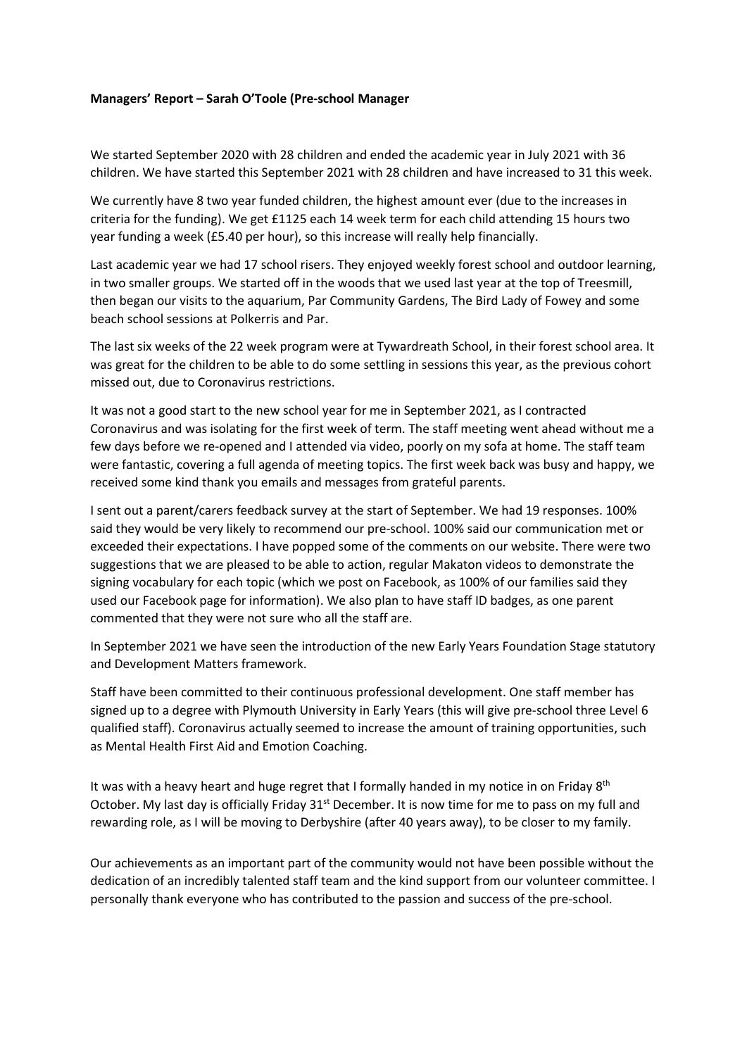**Managers' Report – Sarah O'Toole (Pre-school Manager**

We started September 2020 with 28 children and ended the academic year in July 2021 with 36 children. We have started this September 2021 with 28 children and have increased to 31 this week.

We currently have 8 two year funded children, the highest amount ever (due to the increases in criteria for the funding). We get £1125 each 14 week term for each child attending 15 hours two year funding a week (£5.40 per hour), so this increase will really help financially.

Last academic year we had 17 school risers. They enjoyed weekly forest school and outdoor learning, in two smaller groups. We started off in the woods that we used last year at the top of Treesmill, then began our visits to the aquarium, Par Community Gardens, The Bird Lady of Fowey and some beach school sessions at Polkerris and Par.

The last six weeks of the 22 week program were at Tywardreath School, in their forest school area. It was great for the children to be able to do some settling in sessions this year, as the previous cohort missed out, due to Coronavirus restrictions.

It was not a good start to the new school year for me in September 2021, as I contracted Coronavirus and was isolating for the first week of term. The staff meeting went ahead without me a few days before we re-opened and I attended via video, poorly on my sofa at home. The staff team were fantastic, covering a full agenda of meeting topics. The first week back was busy and happy, we received some kind thank you emails and messages from grateful parents.

I sent out a parent/carers feedback survey at the start of September. We had 19 responses. 100% said they would be very likely to recommend our pre-school. 100% said our communication met or exceeded their expectations. I have popped some of the comments on our website. There were two suggestions that we are pleased to be able to action, regular Makaton videos to demonstrate the signing vocabulary for each topic (which we post on Facebook, as 100% of our families said they used our Facebook page for information). We also plan to have staff ID badges, as one parent commented that they were not sure who all the staff are.

In September 2021 we have seen the introduction of the new Early Years Foundation Stage statutory and Development Matters framework.

Staff have been committed to their continuous professional development. One staff member has signed up to a degree with Plymouth University in Early Years (this will give pre-school three Level 6 qualified staff). Coronavirus actually seemed to increase the amount of training opportunities, such as Mental Health First Aid and Emotion Coaching.

It was with a heavy heart and huge regret that I formally handed in my notice in on Friday 8th October. My last day is officially Friday 31st December. It is now time for me to pass on my full and rewarding role, as I will be moving to Derbyshire (after 40 years away), to be closer on my family.

Our achievements as an important part of the community would not have been possible without the dedication of an incredibly talented staff team and the kind support from our volunteer committee. I personally thank everyone who has contributed to the passion and success of the pre-school.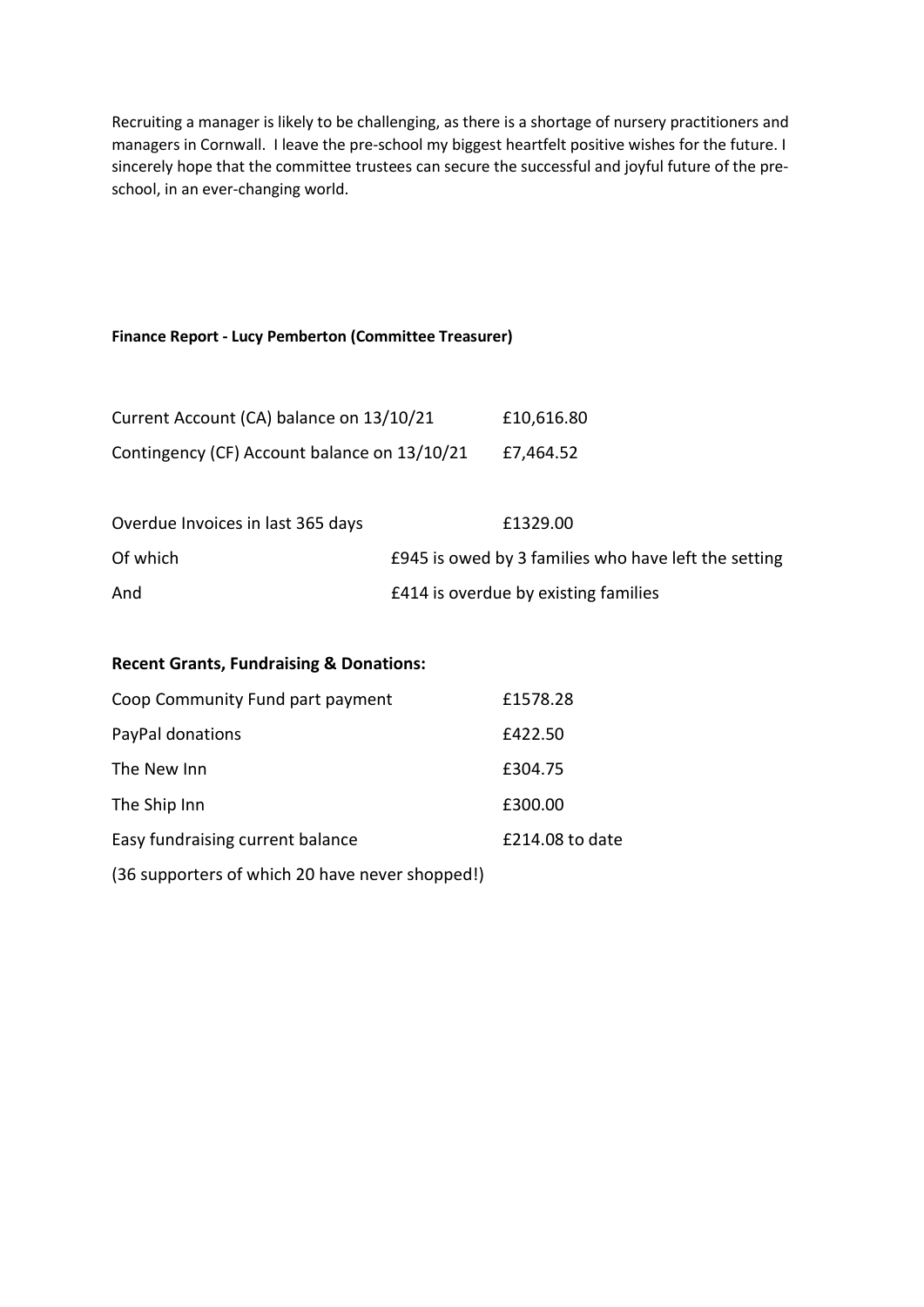Recruiting a manager is likely to be challenging, as there is a shortage of nursery practitioners and managers in Cornwall. I leave the pre-school my biggest heartfelt positive wishes for the future. I sincerely hope that the committee trustees can secure the successful and joyful future of the pre-school, in an ever-changing world.

**Finance Report - Lucy Pemberton (Committee Treasurer)**

| | |
|---|---|
| Current Account (CA) balance on 13/10/21 | £10,616.80 |
| Contingency (CF) Account balance on 13/10/21 | £7,464.52 |

| | |
|---|---|
| Overdue Invoices in last 365 days | £1329.00 |
| Of which | £945 is owed by 3 families who have left the setting |
| And | £414 is overdue by existing families |

**Recent Grants, Fundraising & Donations:**

| | |
|---|---|
| Coop Community Fund part payment | £1578.28 |
| PayPal donations | £422.50 |
| The New Inn | £304.75 |
| The Ship Inn | £300.00 |
| Easy fundraising current balance | £214.08 to date |

(36 supporters of which 20 have never shopped!)